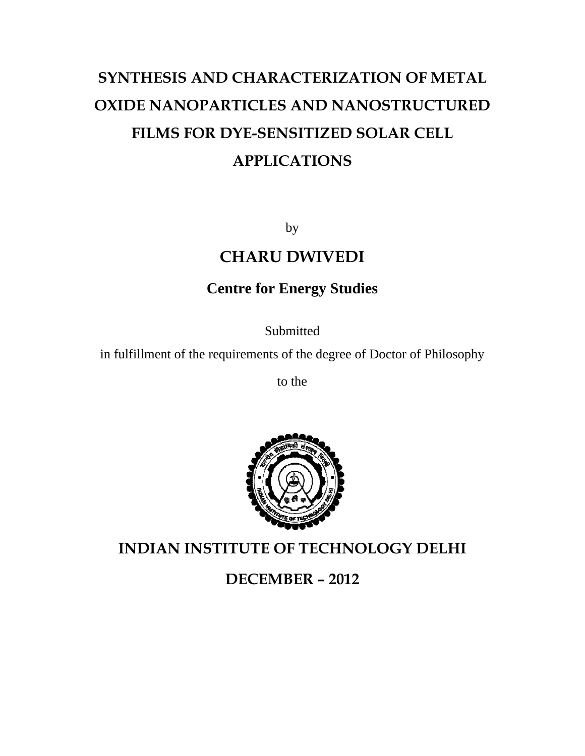# SYNTHESIS AND CHARACTERIZATION OF METAL OXIDE NANOPARTICLES AND NANOSTRUCTURED FILMS FOR DYE-SENSITIZED SOLAR CELL APPLICATIONS

by

## CHARU DWIVEDI

### Centre for Energy Studies

Submitted

in fulfillment of the requirements of the degree of Doctor of Philosophy

to the

## INDIAN INSTITUTE OF TECHNOLOGY DELHI

## DECEMBER – 2012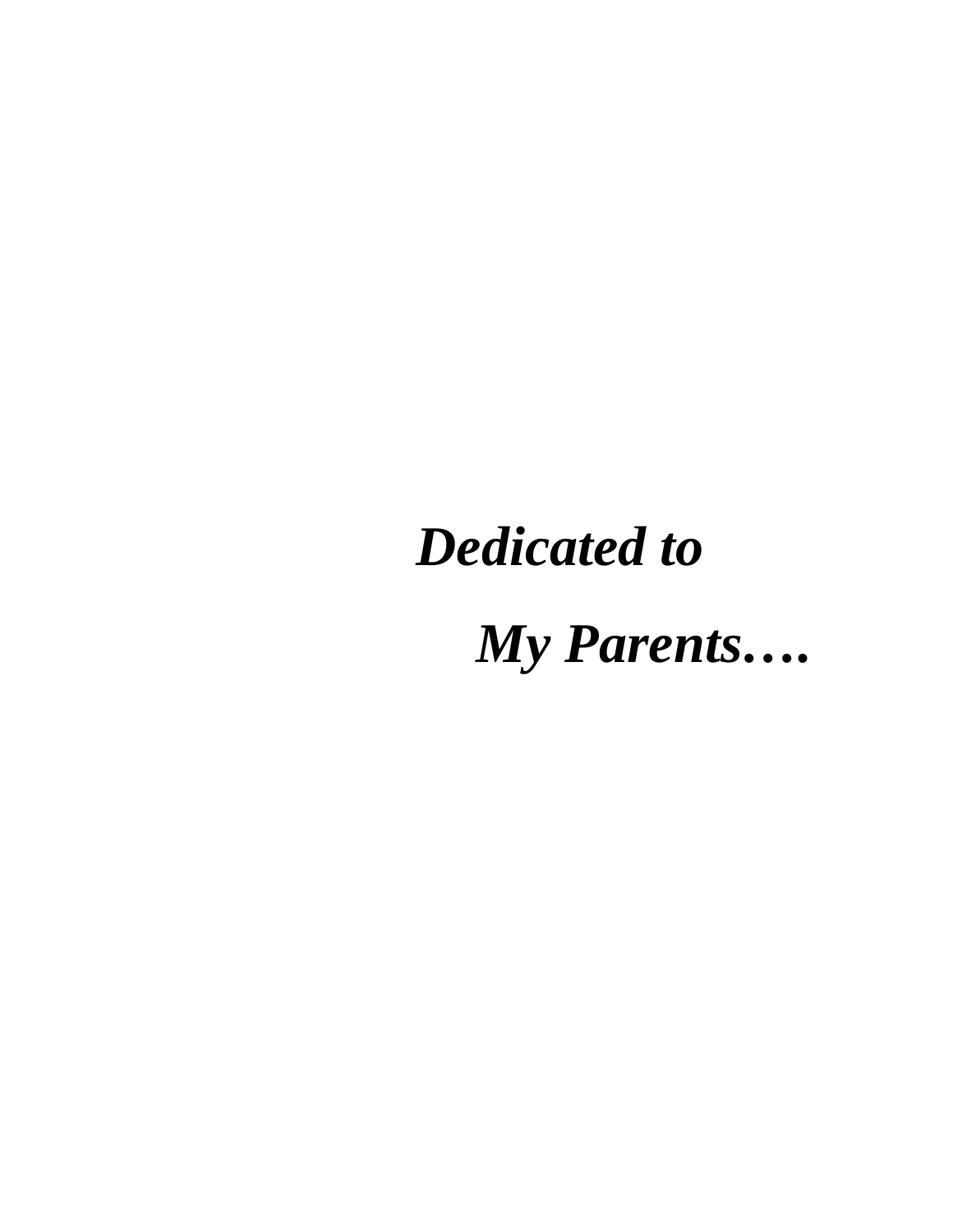***Dedicated to***

***My Parents….***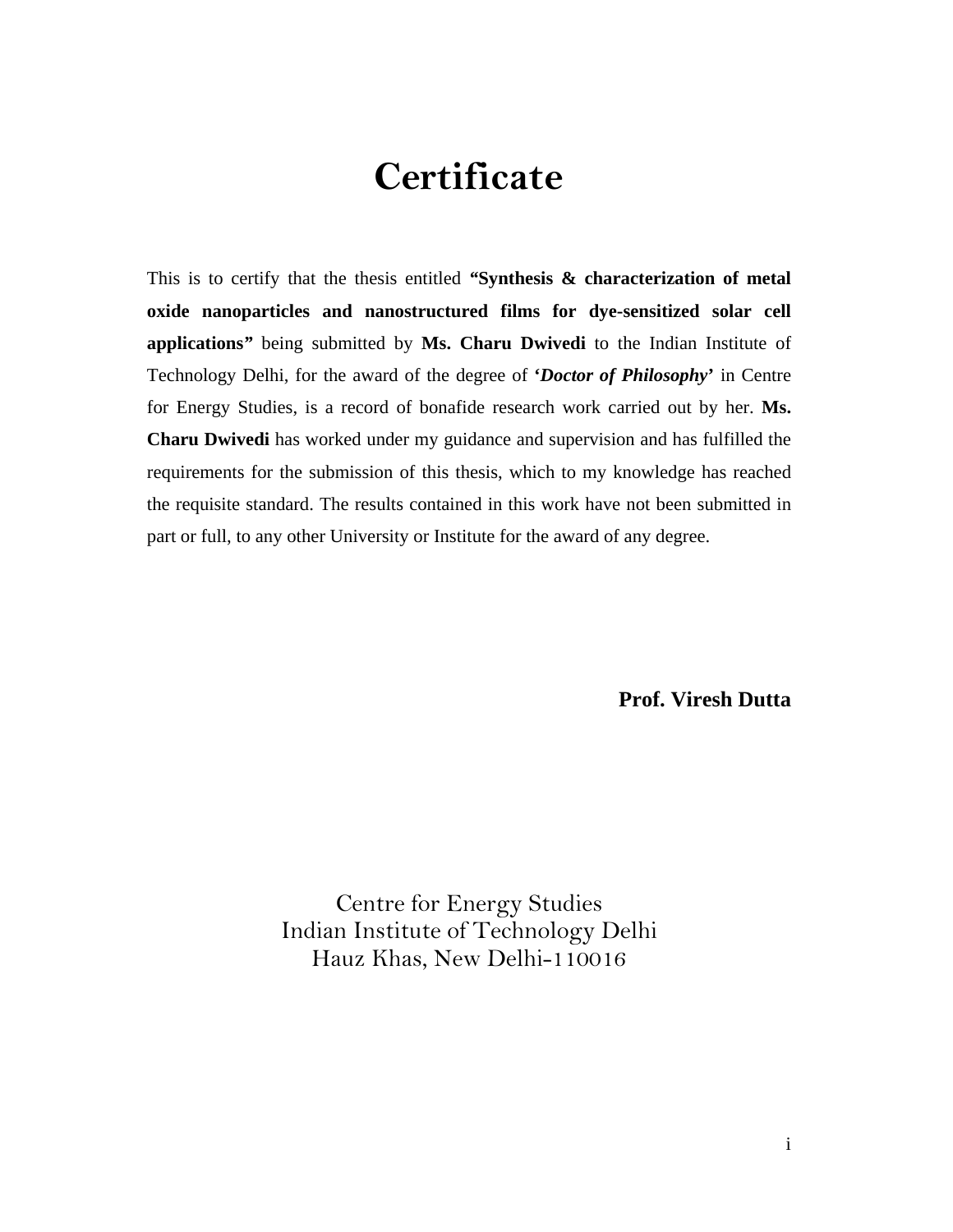# Certificate

This is to certify that the thesis entitled **"Synthesis & characterization of metal oxide nanoparticles and nanostructured films for dye-sensitized solar cell applications"** being submitted by **Ms. Charu Dwivedi** to the Indian Institute of Technology Delhi, for the award of the degree of **'*Doctor of Philosophy*'** in Centre for Energy Studies, is a record of bonafide research work carried out by her. **Ms. Charu Dwivedi** has worked under my guidance and supervision and has fulfilled the requirements for the submission of this thesis, which to my knowledge has reached the requisite standard. The results contained in this work have not been submitted in part or full, to any other University or Institute for the award of any degree.

**Prof. Viresh Dutta**

Centre for Energy Studies
Indian Institute of Technology Delhi
Hauz Khas, New Delhi-110016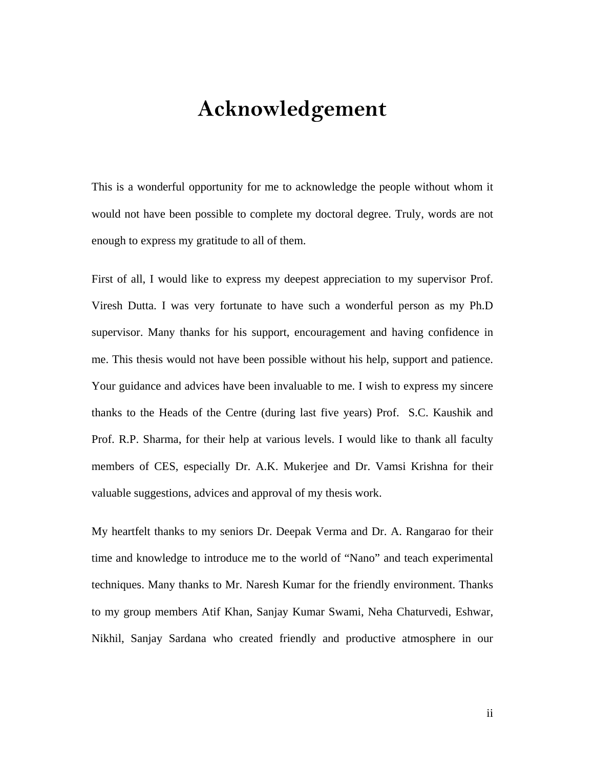# Acknowledgement

This is a wonderful opportunity for me to acknowledge the people without whom it would not have been possible to complete my doctoral degree. Truly, words are not enough to express my gratitude to all of them.

First of all, I would like to express my deepest appreciation to my supervisor Prof. Viresh Dutta. I was very fortunate to have such a wonderful person as my Ph.D supervisor. Many thanks for his support, encouragement and having confidence in me. This thesis would not have been possible without his help, support and patience. Your guidance and advices have been invaluable to me. I wish to express my sincere thanks to the Heads of the Centre (during last five years) Prof. S.C. Kaushik and Prof. R.P. Sharma, for their help at various levels. I would like to thank all faculty members of CES, especially Dr. A.K. Mukerjee and Dr. Vamsi Krishna for their valuable suggestions, advices and approval of my thesis work.

My heartfelt thanks to my seniors Dr. Deepak Verma and Dr. A. Rangarao for their time and knowledge to introduce me to the world of "Nano" and teach experimental techniques. Many thanks to Mr. Naresh Kumar for the friendly environment. Thanks to my group members Atif Khan, Sanjay Kumar Swami, Neha Chaturvedi, Eshwar, Nikhil, Sanjay Sardana who created friendly and productive atmosphere in our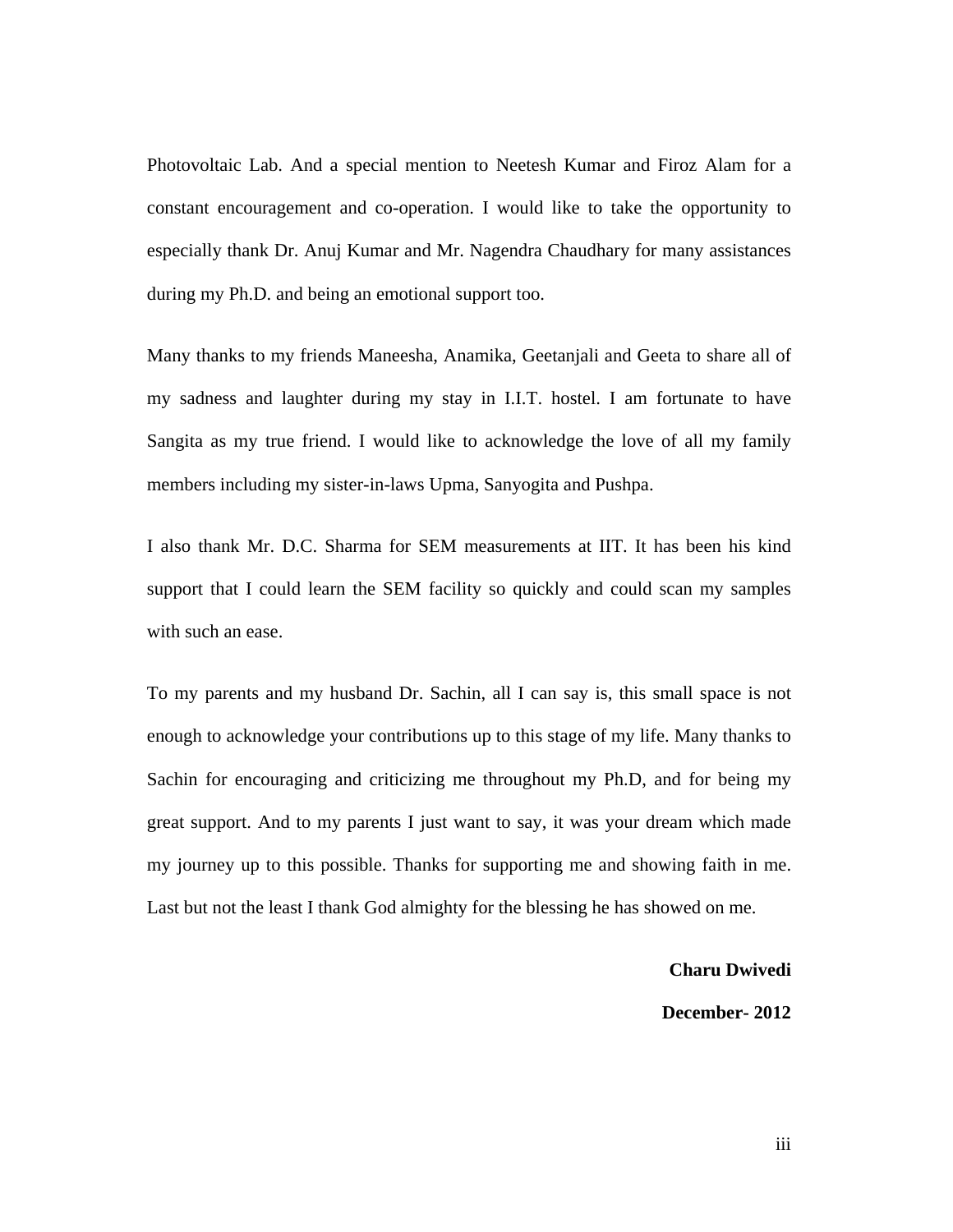Photovoltaic Lab. And a special mention to Neetesh Kumar and Firoz Alam for a constant encouragement and co-operation. I would like to take the opportunity to especially thank Dr. Anuj Kumar and Mr. Nagendra Chaudhary for many assistances during my Ph.D. and being an emotional support too.

Many thanks to my friends Maneesha, Anamika, Geetanjali and Geeta to share all of my sadness and laughter during my stay in I.I.T. hostel. I am fortunate to have Sangita as my true friend. I would like to acknowledge the love of all my family members including my sister-in-laws Upma, Sanyogita and Pushpa.

I also thank Mr. D.C. Sharma for SEM measurements at IIT. It has been his kind support that I could learn the SEM facility so quickly and could scan my samples with such an ease.

To my parents and my husband Dr. Sachin, all I can say is, this small space is not enough to acknowledge your contributions up to this stage of my life. Many thanks to Sachin for encouraging and criticizing me throughout my Ph.D, and for being my great support. And to my parents I just want to say, it was your dream which made my journey up to this possible. Thanks for supporting me and showing faith in me. Last but not the least I thank God almighty for the blessing he has showed on me.

**Charu Dwivedi**

**December- 2012**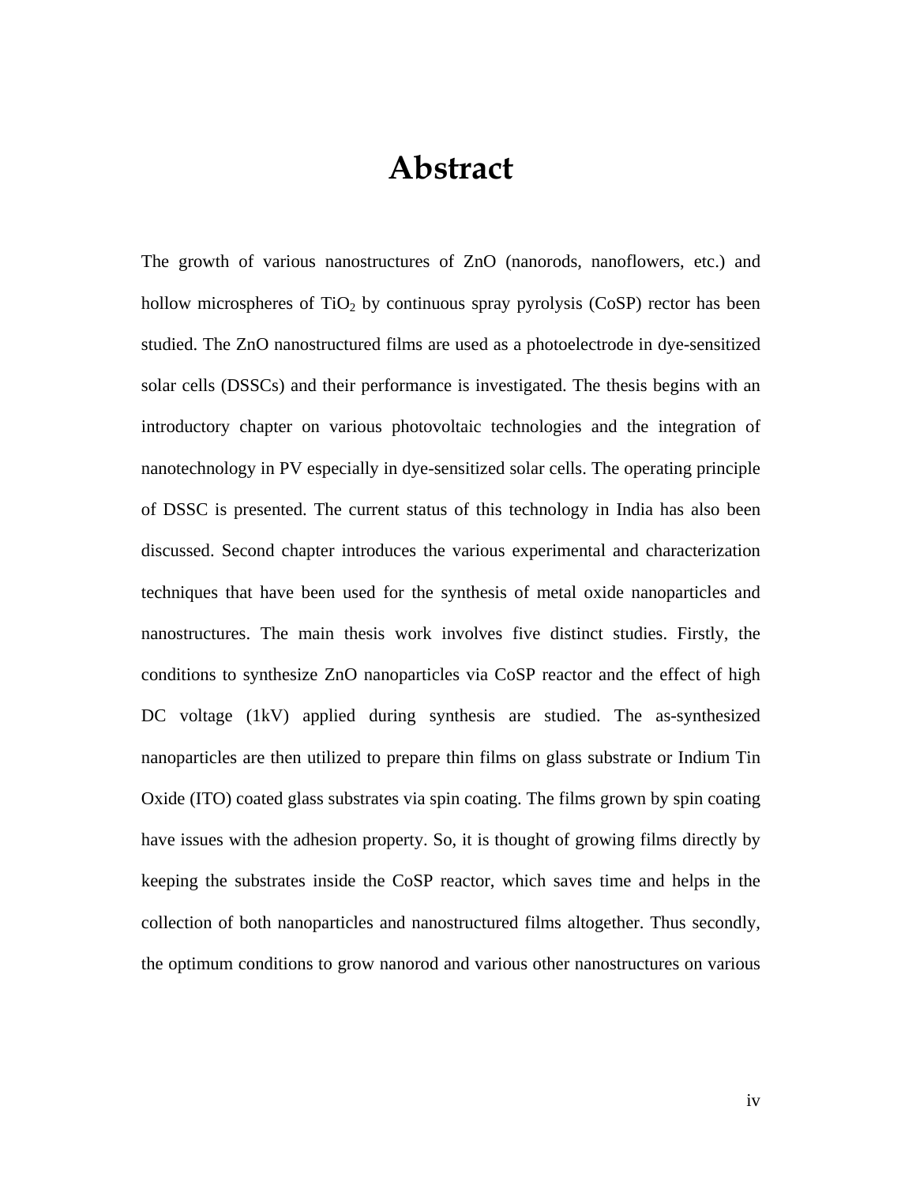# Abstract

The growth of various nanostructures of ZnO (nanorods, nanoflowers, etc.) and hollow microspheres of $TiO_2$ by continuous spray pyrolysis (CoSP) rector has been studied. The ZnO nanostructured films are used as a photoelectrode in dye-sensitized solar cells (DSSCs) and their performance is investigated. The thesis begins with an introductory chapter on various photovoltaic technologies and the integration of nanotechnology in PV especially in dye-sensitized solar cells. The operating principle of DSSC is presented. The current status of this technology in India has also been discussed. Second chapter introduces the various experimental and characterization techniques that have been used for the synthesis of metal oxide nanoparticles and nanostructures. The main thesis work involves five distinct studies. Firstly, the conditions to synthesize ZnO nanoparticles via CoSP reactor and the effect of high DC voltage (1kV) applied during synthesis are studied. The as-synthesized nanoparticles are then utilized to prepare thin films on glass substrate or Indium Tin Oxide (ITO) coated glass substrates via spin coating. The films grown by spin coating have issues with the adhesion property. So, it is thought of growing films directly by keeping the substrates inside the CoSP reactor, which saves time and helps in the collection of both nanoparticles and nanostructured films altogether. Thus secondly, the optimum conditions to grow nanorod and various other nanostructures on various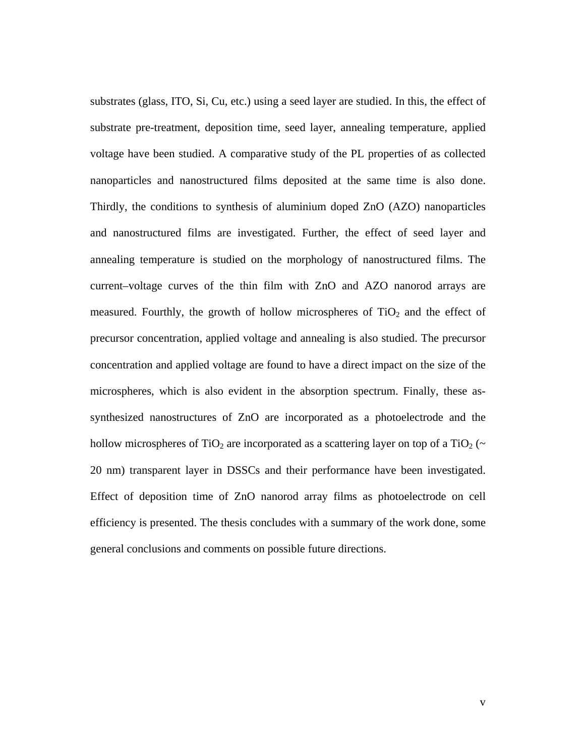substrates (glass, ITO, Si, Cu, etc.) using a seed layer are studied. In this, the effect of substrate pre-treatment, deposition time, seed layer, annealing temperature, applied voltage have been studied. A comparative study of the PL properties of as collected nanoparticles and nanostructured films deposited at the same time is also done. Thirdly, the conditions to synthesis of aluminium doped ZnO (AZO) nanoparticles and nanostructured films are investigated. Further, the effect of seed layer and annealing temperature is studied on the morphology of nanostructured films. The current–voltage curves of the thin film with ZnO and AZO nanorod arrays are measured. Fourthly, the growth of hollow microspheres of $TiO_2$ and the effect of precursor concentration, applied voltage and annealing is also studied. The precursor concentration and applied voltage are found to have a direct impact on the size of the microspheres, which is also evident in the absorption spectrum. Finally, these as-synthesized nanostructures of ZnO are incorporated as a photoelectrode and the hollow microspheres of $TiO_2$ are incorporated as a scattering layer on top of a $TiO_2$ (~ 20 nm) transparent layer in DSSCs and their performance have been investigated. Effect of deposition time of ZnO nanorod array films as photoelectrode on cell efficiency is presented. The thesis concludes with a summary of the work done, some general conclusions and comments on possible future directions.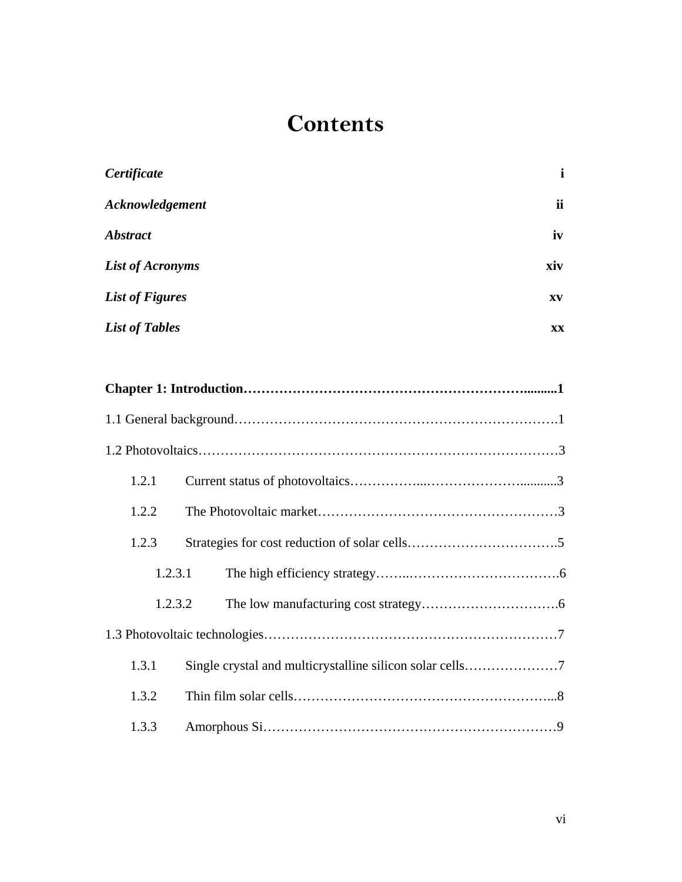# Contents

| | |
|---|---|
| ***Certificate*** | **i** |
| ***Acknowledgement*** | **ii** |
| ***Abstract*** | **iv** |
| ***List of Acronyms*** | **xiv** |
| ***List of Figures*** | **xv** |
| ***List of Tables*** | **xx** |

**Chapter 1: Introduction……………………………………………………….........1**

1.1 General background…………………………………………………………….1

1.2 Photovoltaics……………………………………………………………………3

1.2.1 Current status of photovoltaics……………..…………………...........3

1.2.2 The Photovoltaic market…………………………………………….3

1.2.3 Strategies for cost reduction of solar cells…………………………….5

1.2.3.1 The high efficiency strategy……..……………………….…….6

1.2.3.2 The low manufacturing cost strategy………………………….6

1.3 Photovoltaic technologies………………………………………………………7

1.3.1 Single crystal and multicrystalline silicon solar cells…………………7

1.3.2 Thin film solar cells…………………………………………………...8

1.3.3 Amorphous Si………………………………………………………….9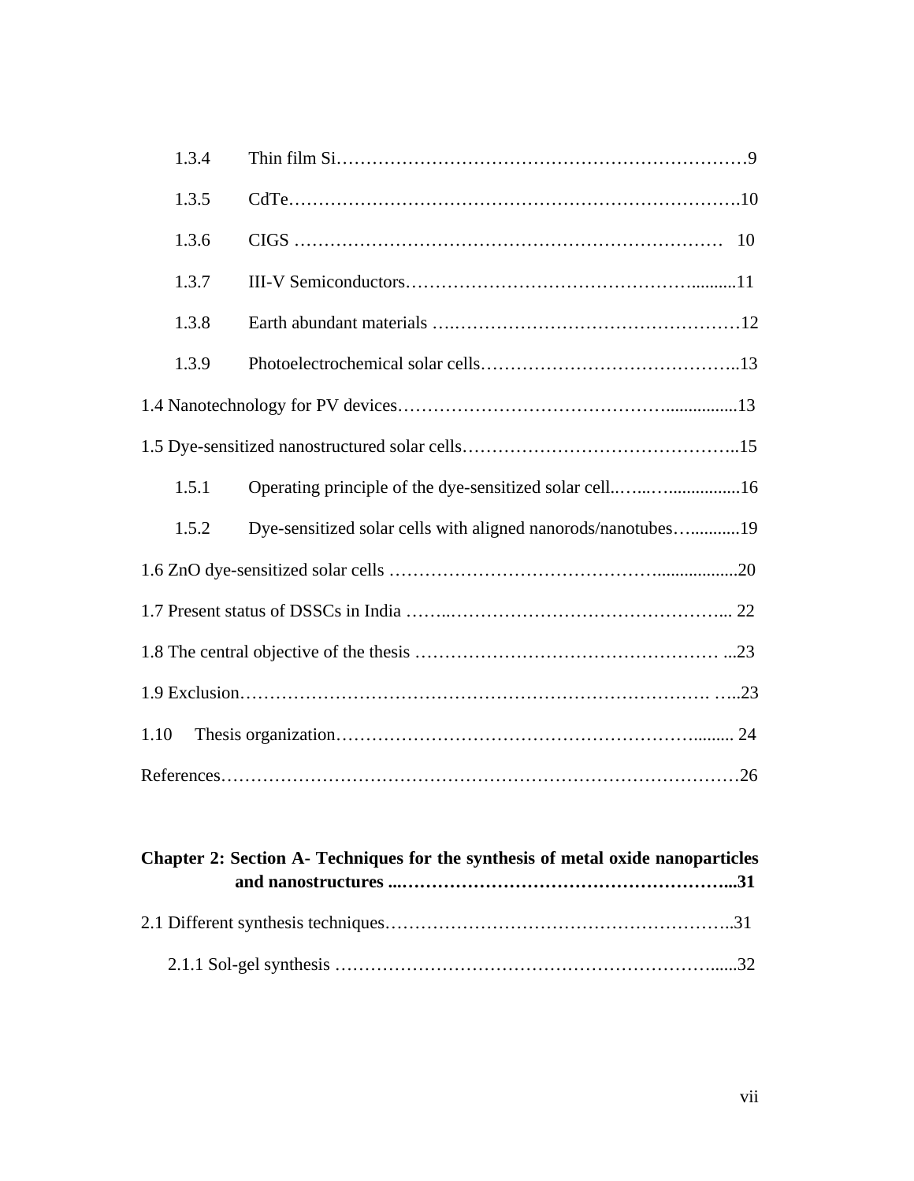1.3.4 Thin film Si……………………………………………………………9

1.3.5 CdTe…………………………………………………………………10

1.3.6 CIGS ……………………………………………………………… 10

1.3.7 III-V Semiconductors…………………………………………..........11

1.3.8 Earth abundant materials ….…………………………………………12

1.3.9 Photoelectrochemical solar cells……………………………………..13

1.4 Nanotechnology for PV devices……………………………………................13

1.5 Dye-sensitized nanostructured solar cells………………………………………..15

1.5.1 Operating principle of the dye-sensitized solar cell..…...….................16

1.5.2 Dye-sensitized solar cells with aligned nanorods/nanotubes…...........19

1.6 ZnO dye-sensitized solar cells ……………………………………..................20

1.7 Present status of DSSCs in India ……..………………………………………... 22

1.8 The central objective of the thesis …………………………………………… ...23

1.9 Exclusion……………………………………………………………………. …..23

1.10 Thesis organization……………………………………………………......... 24

References……………………………………………………………………………26

**Chapter 2: Section A- Techniques for the synthesis of metal oxide nanoparticles and nanostructures ...………………………………………………...31**

2.1 Different synthesis techniques…………………………………………………..31

2.1.1 Sol-gel synthesis ……………………………………………………......32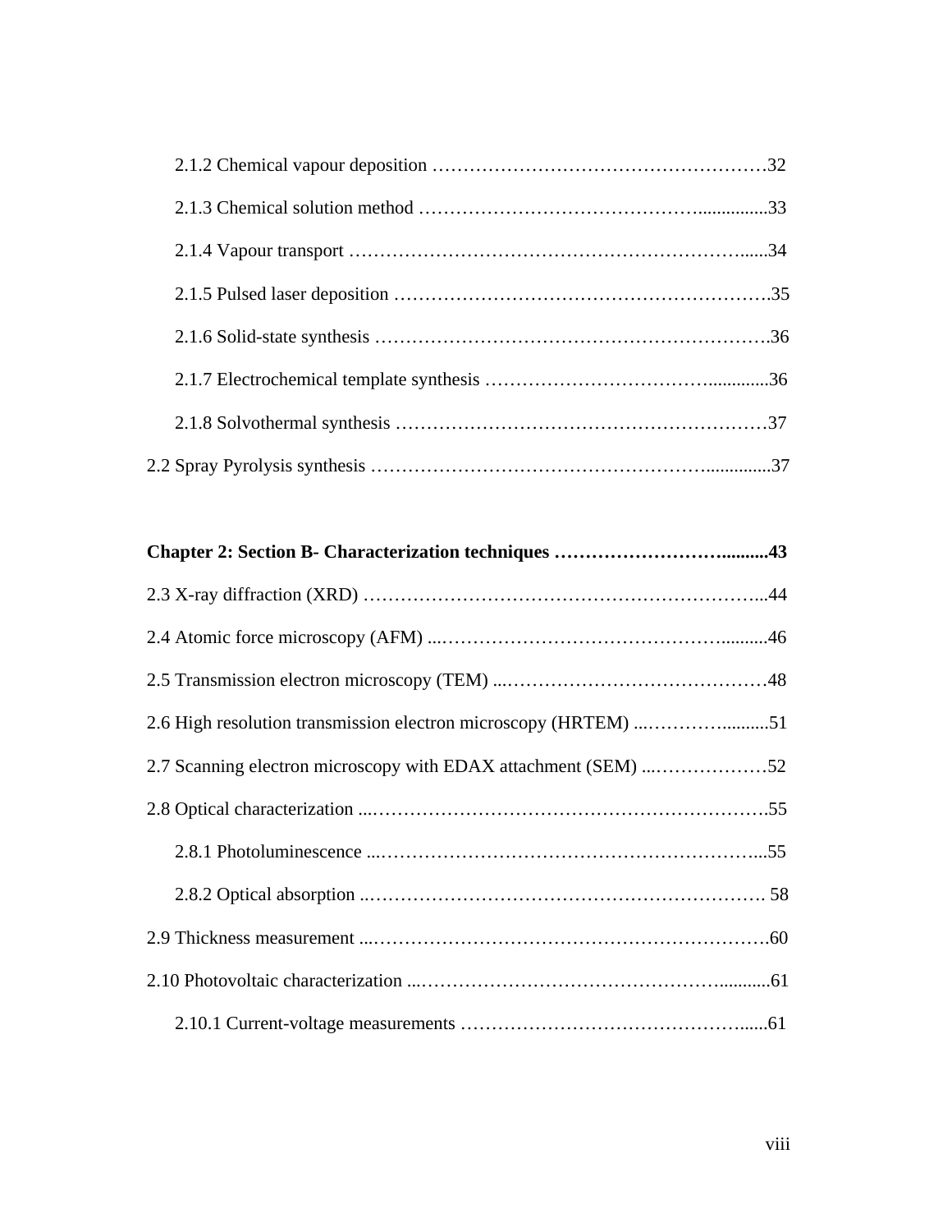2.1.2 Chemical vapour deposition ………………………………………………32

2.1.3 Chemical solution method ……………………………………...............33

2.1.4 Vapour transport ……………………………………………………......34

2.1.5 Pulsed laser deposition ………………………………………………….35

2.1.6 Solid-state synthesis …………………………………………………….36

2.1.7 Electrochemical template synthesis ……………………………..............36

2.1.8 Solvothermal synthesis …………………………………………………37

2.2 Spray Pyrolysis synthesis …………………………………………….............37

**Chapter 2: Section B- Characterization techniques ……………………..........43**

2.3 X-ray diffraction (XRD) ………………………………………………………...44

2.4 Atomic force microscopy (AFM) ...…………………………………….........46

2.5 Transmission electron microscopy (TEM) ...……………………………………48

2.6 High resolution transmission electron microscopy (HRTEM) ...………….........51

2.7 Scanning electron microscopy with EDAX attachment (SEM) ...………………52

2.8 Optical characterization ...……………………………………………………….55

2.8.1 Photoluminescence ...……………………………………………………...55

2.8.2 Optical absorption ..……………………………………………………… 58

2.9 Thickness measurement ...………………………………………………………60

2.10 Photovoltaic characterization ...…………………………………………...........61

2.10.1 Current-voltage measurements …………………………………………......61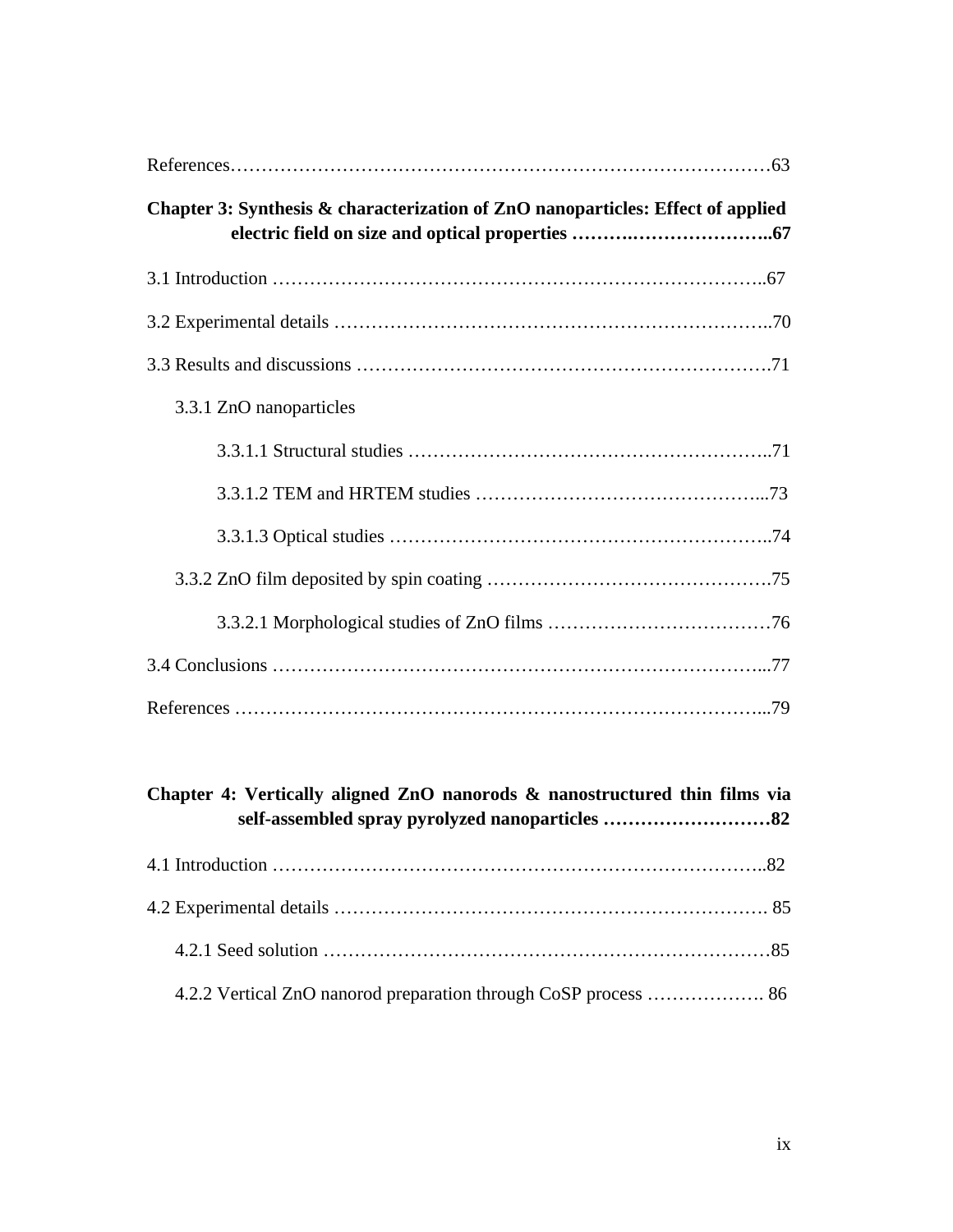References……………………………………………………………………………63

**Chapter 3: Synthesis & characterization of ZnO nanoparticles: Effect of applied electric field on size and optical properties ……….…………………..67**

3.1 Introduction ………………………………………….……………………..67

3.2 Experimental details ……………………………………………………..70

3.3 Results and discussions ……………………………….…………………….71

3.3.1 ZnO nanoparticles

3.3.1.1 Structural studies ………………………………………………..71

3.3.1.2 TEM and HRTEM studies ……………………………………...73

3.3.1.3 Optical studies ……………………………………………………..74

3.3.2 ZnO film deposited by spin coating ……………………………………….75

3.3.2.1 Morphological studies of ZnO films ………………………………76

3.4 Conclusions ……………………………………………………………………...77

References ………………………………………………………………………...79

**Chapter 4: Vertically aligned ZnO nanorods & nanostructured thin films via self-assembled spray pyrolyzed nanoparticles ………………………82**

4.1 Introduction …………….……………………………………………………..82

4.2 Experimental details ……………………………………………………………. 85

4.2.1 Seed solution ………………………………………………………………85

4.2.2 Vertical ZnO nanorod preparation through CoSP process ………………. 86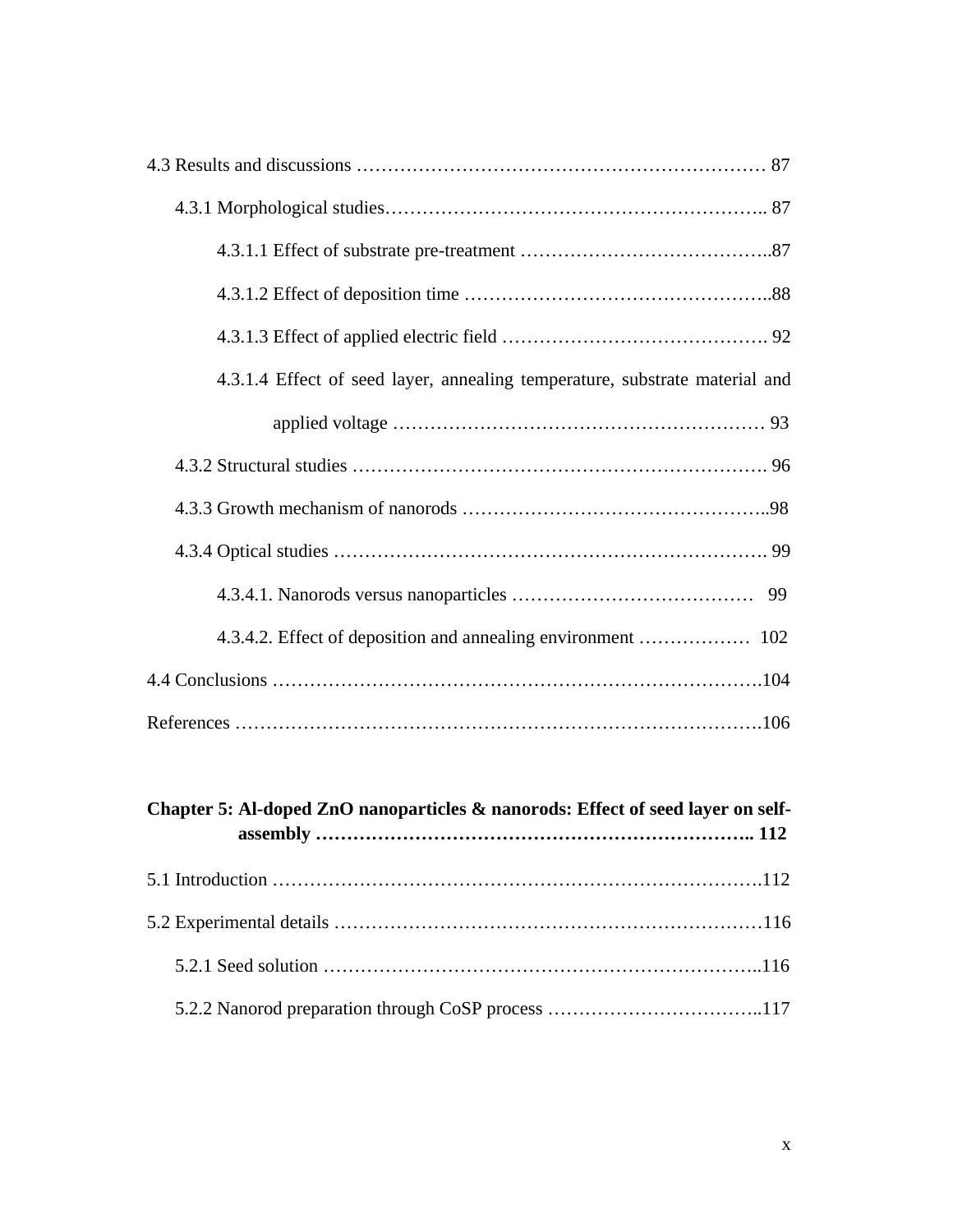4.3 Results and discussions ………………………………………………………… 87

4.3.1 Morphological studies………………………………………………….. 87

4.3.1.1 Effect of substrate pre-treatment …………………………………..87

4.3.1.2 Effect of deposition time ………………………………………..88

4.3.1.3 Effect of applied electric field ……………………………………. 92

4.3.1.4 Effect of seed layer, annealing temperature, substrate material and applied voltage …………………………………………………… 93

4.3.2 Structural studies …………………………………………………………. 96

4.3.3 Growth mechanism of nanorods ………………………………………..98

4.3.4 Optical studies ……………………………………………………………. 99

4.3.4.1. Nanorods versus nanoparticles ………………………………… 99

4.3.4.2. Effect of deposition and annealing environment ……………… 102

4.4 Conclusions …………………………………………………………………….104

References ……………………………………………………………………….106

**Chapter 5: Al-doped ZnO nanoparticles & nanorods: Effect of seed layer on self-assembly ……………………………………………………….. 112**

5.1 Introduction …………………………………………………………………….112

5.2 Experimental details ………………………………………………………116

5.2.1 Seed solution ……………………………………………………………..116

5.2.2 Nanorod preparation through CoSP process ……………………………..117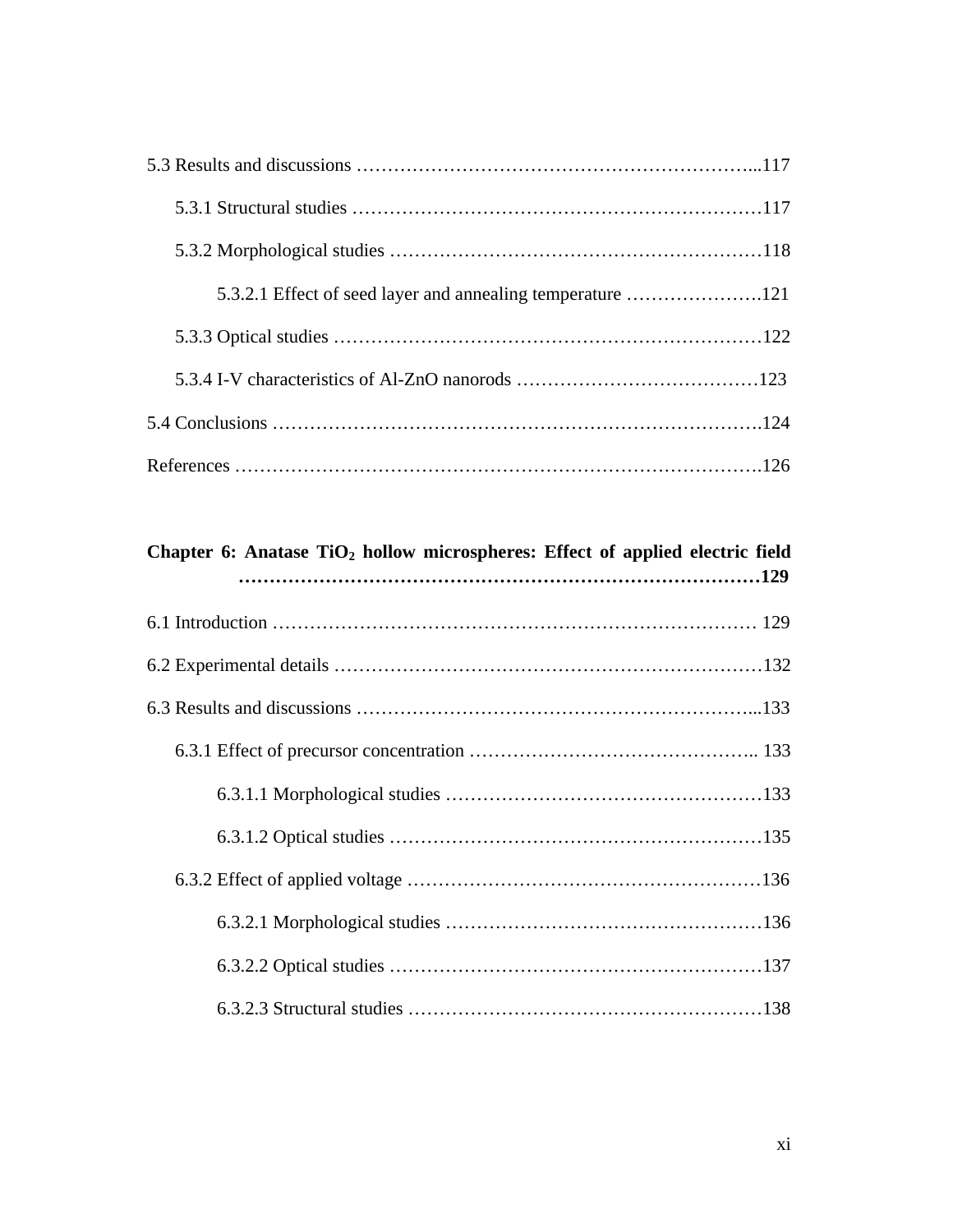5.3 Results and discussions ………………………………………………………...117

5.3.1 Structural studies …………………………………………………………117

5.3.2 Morphological studies ……………………………………………………118

5.3.2.1 Effect of seed layer and annealing temperature ………………….121

5.3.3 Optical studies ……………………………………………………………122

5.3.4 I-V characteristics of Al-ZnO nanorods …………………………………123

5.4 Conclusions ……………………………………………………………………….124

References ………………………………………………………………………….126

**Chapter 6: Anatase $TiO_2$ hollow microspheres: Effect of applied electric field ………………………………………………………………………129**

6.1 Introduction ……………………………………………………………………… 129

6.2 Experimental details ……………………………………………………………132

6.3 Results and discussions ………………………………………………………...133

6.3.1 Effect of precursor concentration ……………………………………….. 133

6.3.1.1 Morphological studies ……………………………………………133

6.3.1.2 Optical studies ……………………………………………………135

6.3.2 Effect of applied voltage …………………………………………………136

6.3.2.1 Morphological studies ……………………………………………136

6.3.2.2 Optical studies ……………………………………………………137

6.3.2.3 Structural studies …………………………………………………138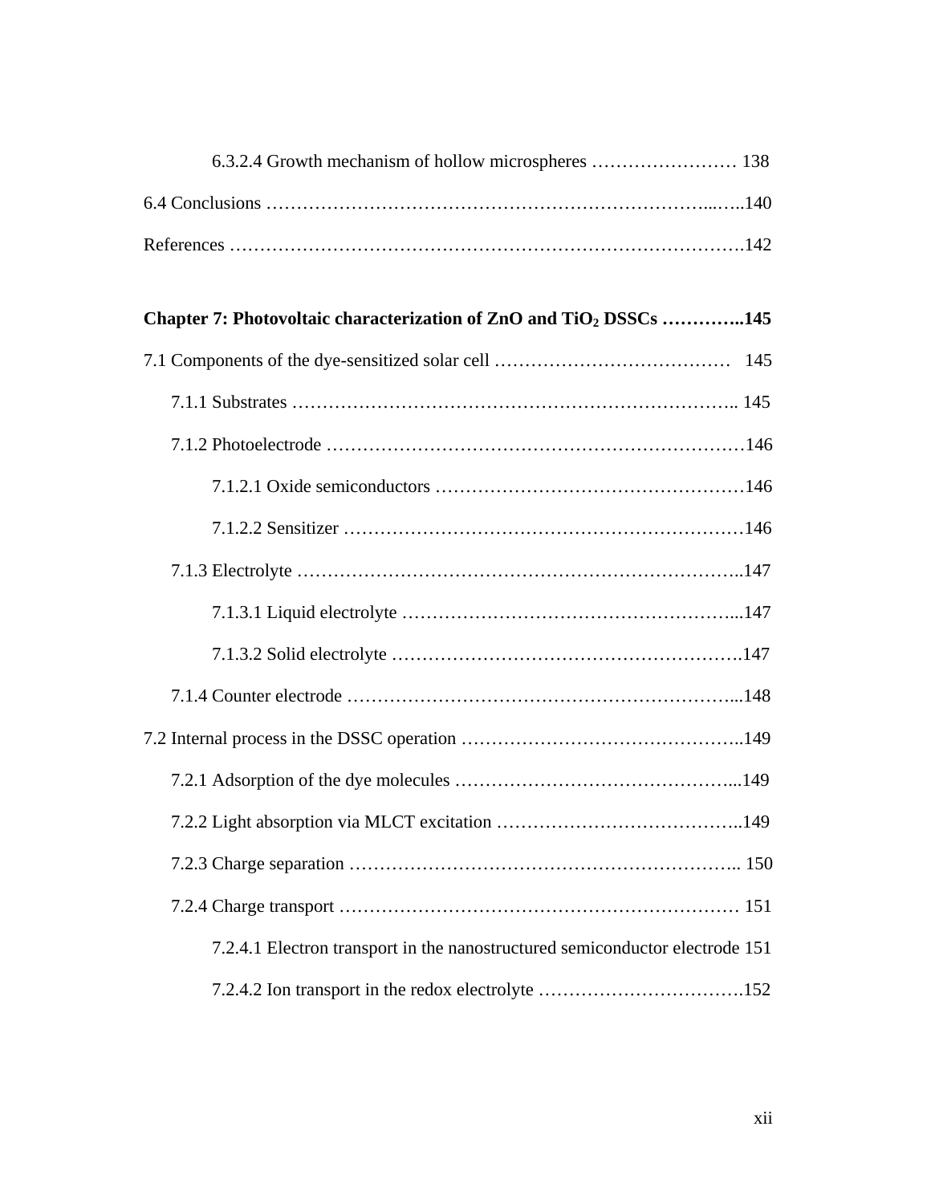6.3.2.4 Growth mechanism of hollow microspheres …………………… 138

6.4 Conclusions ……………………………………………………………...…..140

References …………………………………………………………….…………….142

**Chapter 7: Photovoltaic characterization of ZnO and $TiO_2$ DSSCs …………..145**

7.1 Components of the dye-sensitized solar cell ………………………………… 145

7.1.1 Substrates ……………………………………………………………….. 145

7.1.2 Photoelectrode ……………………………………………………………146

7.1.2.1 Oxide semiconductors ……………………………………………146

7.1.2.2 Sensitizer …………………………………………………………146

7.1.3 Electrolyte ……………………………………………………………..147

7.1.3.1 Liquid electrolyte …………………………………………………...147

7.1.3.2 Solid electrolyte ……………………………………………………147

7.1.4 Counter electrode ……………………………………………………...148

7.2 Internal process in the DSSC operation ……………………………………..149

7.2.1 Adsorption of the dye molecules ……………………………………...149

7.2.2 Light absorption via MLCT excitation …………………………………..149

7.2.3 Charge separation …………………………………………………….. 150

7.2.4 Charge transport ………………………………………………………… 151

7.2.4.1 Electron transport in the nanostructured semiconductor electrode 151

7.2.4.2 Ion transport in the redox electrolyte ……………………………152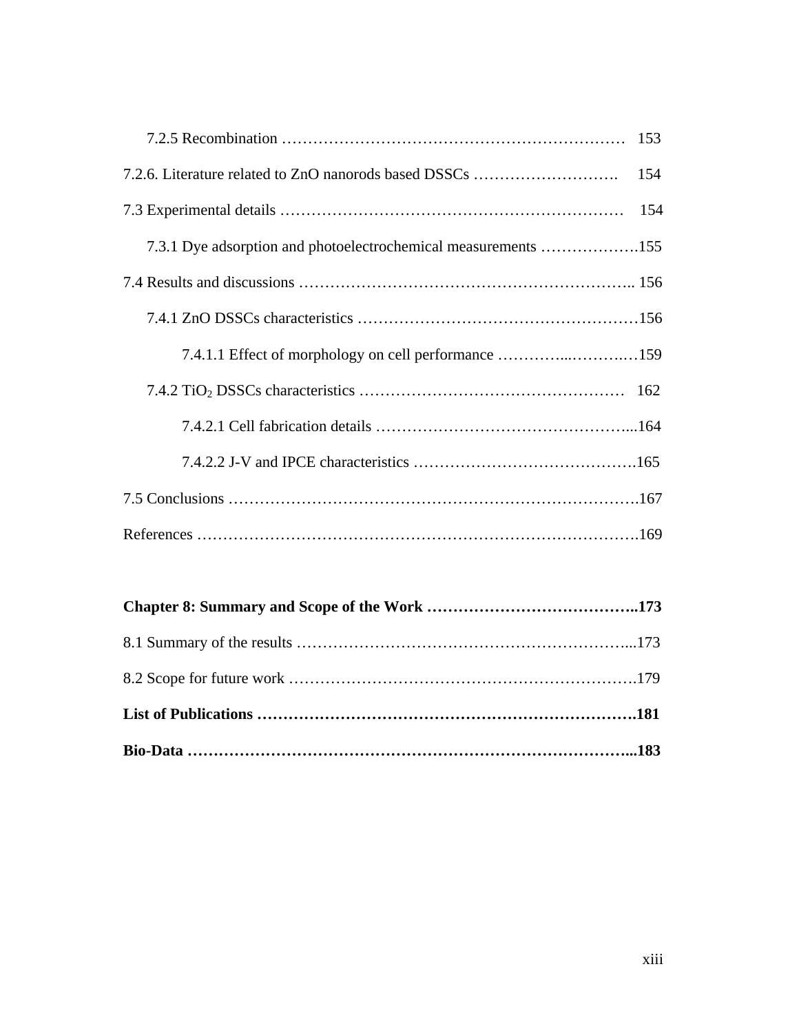7.2.5 Recombination ………………………………………………………… 153

7.2.6. Literature related to ZnO nanorods based DSSCs ………………………. 154

7.3 Experimental details ………………………………………………………… 154

7.3.1 Dye adsorption and photoelectrochemical measurements ……………….155

7.4 Results and discussions …………………………………………………….. 156

7.4.1 ZnO DSSCs characteristics ……………………………………………156

7.4.1.1 Effect of morphology on cell performance …………...……….…159

7.4.2 $TiO_2$ DSSCs characteristics …………………………………………… 162

7.4.2.1 Cell fabrication details …………………………………………...164

7.4.2.2 J-V and IPCE characteristics …………………………………….165

7.5 Conclusions ………………………………………………………………….167

References ……………………………………………………………………….169

**Chapter 8: Summary and Scope of the Work …………………………………..173**

8.1 Summary of the results ……………………………………………………...173

8.2 Scope for future work ……………………………………………………….179

**List of Publications ………………………………………………………….181**

**Bio-Data ……………………………………………………………………...183**